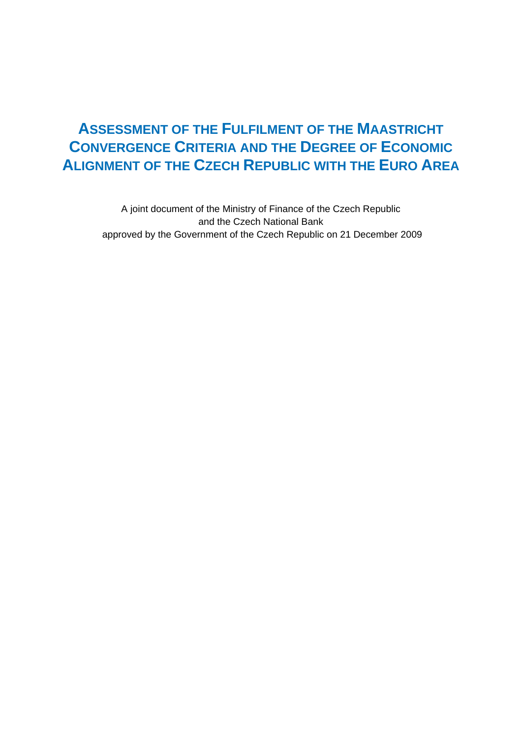# Assessment of the Fulfilment of the Maastricht Convergence Criteria and the Degree of Economic Alignment of the Czech Republic with the Euro Area

A joint document of the Ministry of Finance of the Czech Republic
and the Czech National Bank
approved by the Government of the Czech Republic on 21 December 2009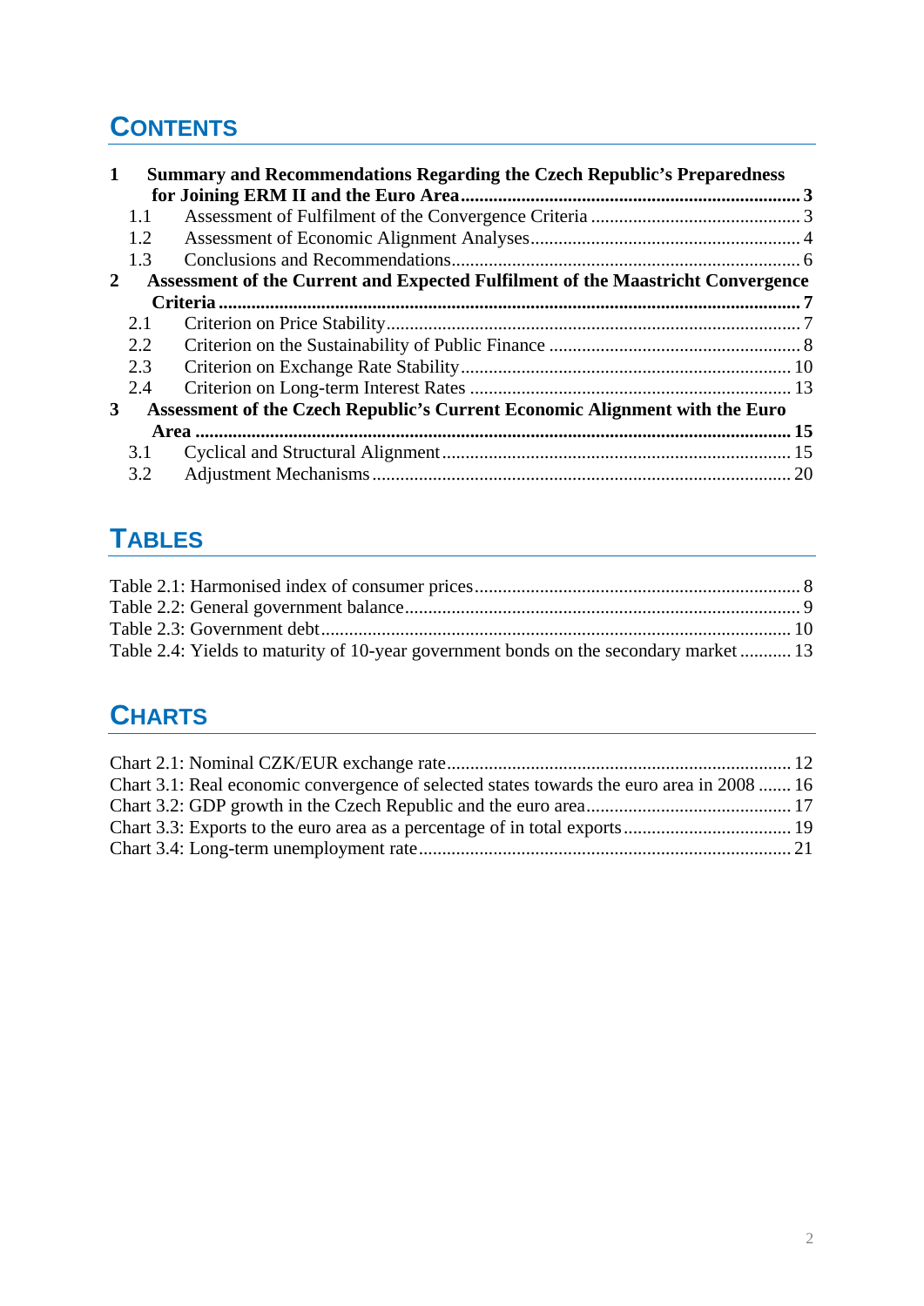# CONTENTS

**1 Summary and Recommendations Regarding the Czech Republic's Preparedness for Joining ERM II and the Euro Area ........ 3**

- 1.1 Assessment of Fulfilment of the Convergence Criteria ........ 3
- 1.2 Assessment of Economic Alignment Analyses ........ 4
- 1.3 Conclusions and Recommendations ........ 6

**2 Assessment of the Current and Expected Fulfilment of the Maastricht Convergence Criteria ........ 7**

- 2.1 Criterion on Price Stability ........ 7
- 2.2 Criterion on the Sustainability of Public Finance ........ 8
- 2.3 Criterion on Exchange Rate Stability ........ 10
- 2.4 Criterion on Long-term Interest Rates ........ 13

**3 Assessment of the Czech Republic's Current Economic Alignment with the Euro Area ........ 15**

- 3.1 Cyclical and Structural Alignment ........ 15
- 3.2 Adjustment Mechanisms ........ 20

# TABLES

Table 2.1: Harmonised index of consumer prices ........ 8
Table 2.2: General government balance ........ 9
Table 2.3: Government debt ........ 10
Table 2.4: Yields to maturity of 10-year government bonds on the secondary market ........ 13

# CHARTS

Chart 2.1: Nominal CZK/EUR exchange rate ........ 12
Chart 3.1: Real economic convergence of selected states towards the euro area in 2008 ........ 16
Chart 3.2: GDP growth in the Czech Republic and the euro area ........ 17
Chart 3.3: Exports to the euro area as a percentage of in total exports ........ 19
Chart 3.4: Long-term unemployment rate ........ 21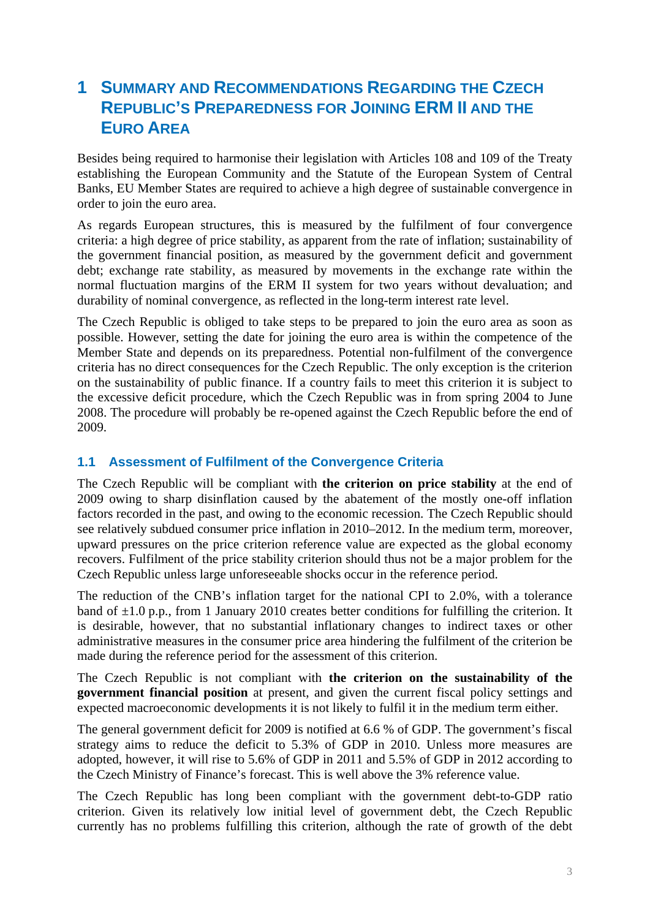# 1 Summary and Recommendations Regarding the Czech Republic's Preparedness for Joining ERM II and the Euro Area

Besides being required to harmonise their legislation with Articles 108 and 109 of the Treaty establishing the European Community and the Statute of the European System of Central Banks, EU Member States are required to achieve a high degree of sustainable convergence in order to join the euro area.

As regards European structures, this is measured by the fulfilment of four convergence criteria: a high degree of price stability, as apparent from the rate of inflation; sustainability of the government financial position, as measured by the government deficit and government debt; exchange rate stability, as measured by movements in the exchange rate within the normal fluctuation margins of the ERM II system for two years without devaluation; and durability of nominal convergence, as reflected in the long-term interest rate level.

The Czech Republic is obliged to take steps to be prepared to join the euro area as soon as possible. However, setting the date for joining the euro area is within the competence of the Member State and depends on its preparedness. Potential non-fulfilment of the convergence criteria has no direct consequences for the Czech Republic. The only exception is the criterion on the sustainability of public finance. If a country fails to meet this criterion it is subject to the excessive deficit procedure, which the Czech Republic was in from spring 2004 to June 2008. The procedure will probably be re-opened against the Czech Republic before the end of 2009.

## 1.1 Assessment of Fulfilment of the Convergence Criteria

The Czech Republic will be compliant with **the criterion on price stability** at the end of 2009 owing to sharp disinflation caused by the abatement of the mostly one-off inflation factors recorded in the past, and owing to the economic recession. The Czech Republic should see relatively subdued consumer price inflation in 2010–2012. In the medium term, moreover, upward pressures on the price criterion reference value are expected as the global economy recovers. Fulfilment of the price stability criterion should thus not be a major problem for the Czech Republic unless large unforeseeable shocks occur in the reference period.

The reduction of the CNB's inflation target for the national CPI to 2.0%, with a tolerance band of ±1.0 p.p., from 1 January 2010 creates better conditions for fulfilling the criterion. It is desirable, however, that no substantial inflationary changes to indirect taxes or other administrative measures in the consumer price area hindering the fulfilment of the criterion be made during the reference period for the assessment of this criterion.

The Czech Republic is not compliant with **the criterion on the sustainability of the government financial position** at present, and given the current fiscal policy settings and expected macroeconomic developments it is not likely to fulfil it in the medium term either.

The general government deficit for 2009 is notified at 6.6 % of GDP. The government's fiscal strategy aims to reduce the deficit to 5.3% of GDP in 2010. Unless more measures are adopted, however, it will rise to 5.6% of GDP in 2011 and 5.5% of GDP in 2012 according to the Czech Ministry of Finance's forecast. This is well above the 3% reference value.

The Czech Republic has long been compliant with the government debt-to-GDP ratio criterion. Given its relatively low initial level of government debt, the Czech Republic currently has no problems fulfilling this criterion, although the rate of growth of the debt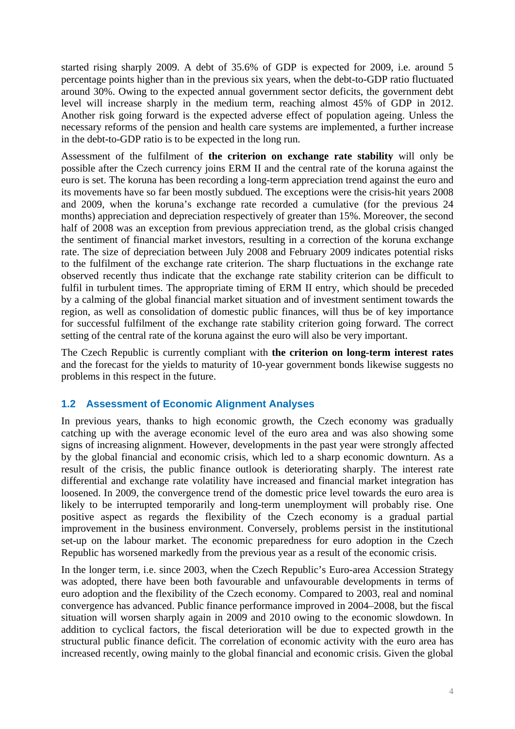started rising sharply 2009. A debt of 35.6% of GDP is expected for 2009, i.e. around 5 percentage points higher than in the previous six years, when the debt-to-GDP ratio fluctuated around 30%. Owing to the expected annual government sector deficits, the government debt level will increase sharply in the medium term, reaching almost 45% of GDP in 2012. Another risk going forward is the expected adverse effect of population ageing. Unless the necessary reforms of the pension and health care systems are implemented, a further increase in the debt-to-GDP ratio is to be expected in the long run.

Assessment of the fulfilment of **the criterion on exchange rate stability** will only be possible after the Czech currency joins ERM II and the central rate of the koruna against the euro is set. The koruna has been recording a long-term appreciation trend against the euro and its movements have so far been mostly subdued. The exceptions were the crisis-hit years 2008 and 2009, when the koruna's exchange rate recorded a cumulative (for the previous 24 months) appreciation and depreciation respectively of greater than 15%. Moreover, the second half of 2008 was an exception from previous appreciation trend, as the global crisis changed the sentiment of financial market investors, resulting in a correction of the koruna exchange rate. The size of depreciation between July 2008 and February 2009 indicates potential risks to the fulfilment of the exchange rate criterion. The sharp fluctuations in the exchange rate observed recently thus indicate that the exchange rate stability criterion can be difficult to fulfil in turbulent times. The appropriate timing of ERM II entry, which should be preceded by a calming of the global financial market situation and of investment sentiment towards the region, as well as consolidation of domestic public finances, will thus be of key importance for successful fulfilment of the exchange rate stability criterion going forward. The correct setting of the central rate of the koruna against the euro will also be very important.

The Czech Republic is currently compliant with **the criterion on long-term interest rates** and the forecast for the yields to maturity of 10-year government bonds likewise suggests no problems in this respect in the future.

## 1.2 Assessment of Economic Alignment Analyses

In previous years, thanks to high economic growth, the Czech economy was gradually catching up with the average economic level of the euro area and was also showing some signs of increasing alignment. However, developments in the past year were strongly affected by the global financial and economic crisis, which led to a sharp economic downturn. As a result of the crisis, the public finance outlook is deteriorating sharply. The interest rate differential and exchange rate volatility have increased and financial market integration has loosened. In 2009, the convergence trend of the domestic price level towards the euro area is likely to be interrupted temporarily and long-term unemployment will probably rise. One positive aspect as regards the flexibility of the Czech economy is a gradual partial improvement in the business environment. Conversely, problems persist in the institutional set-up on the labour market. The economic preparedness for euro adoption in the Czech Republic has worsened markedly from the previous year as a result of the economic crisis.

In the longer term, i.e. since 2003, when the Czech Republic's Euro-area Accession Strategy was adopted, there have been both favourable and unfavourable developments in terms of euro adoption and the flexibility of the Czech economy. Compared to 2003, real and nominal convergence has advanced. Public finance performance improved in 2004–2008, but the fiscal situation will worsen sharply again in 2009 and 2010 owing to the economic slowdown. In addition to cyclical factors, the fiscal deterioration will be due to expected growth in the structural public finance deficit. The correlation of economic activity with the euro area has increased recently, owing mainly to the global financial and economic crisis. Given the global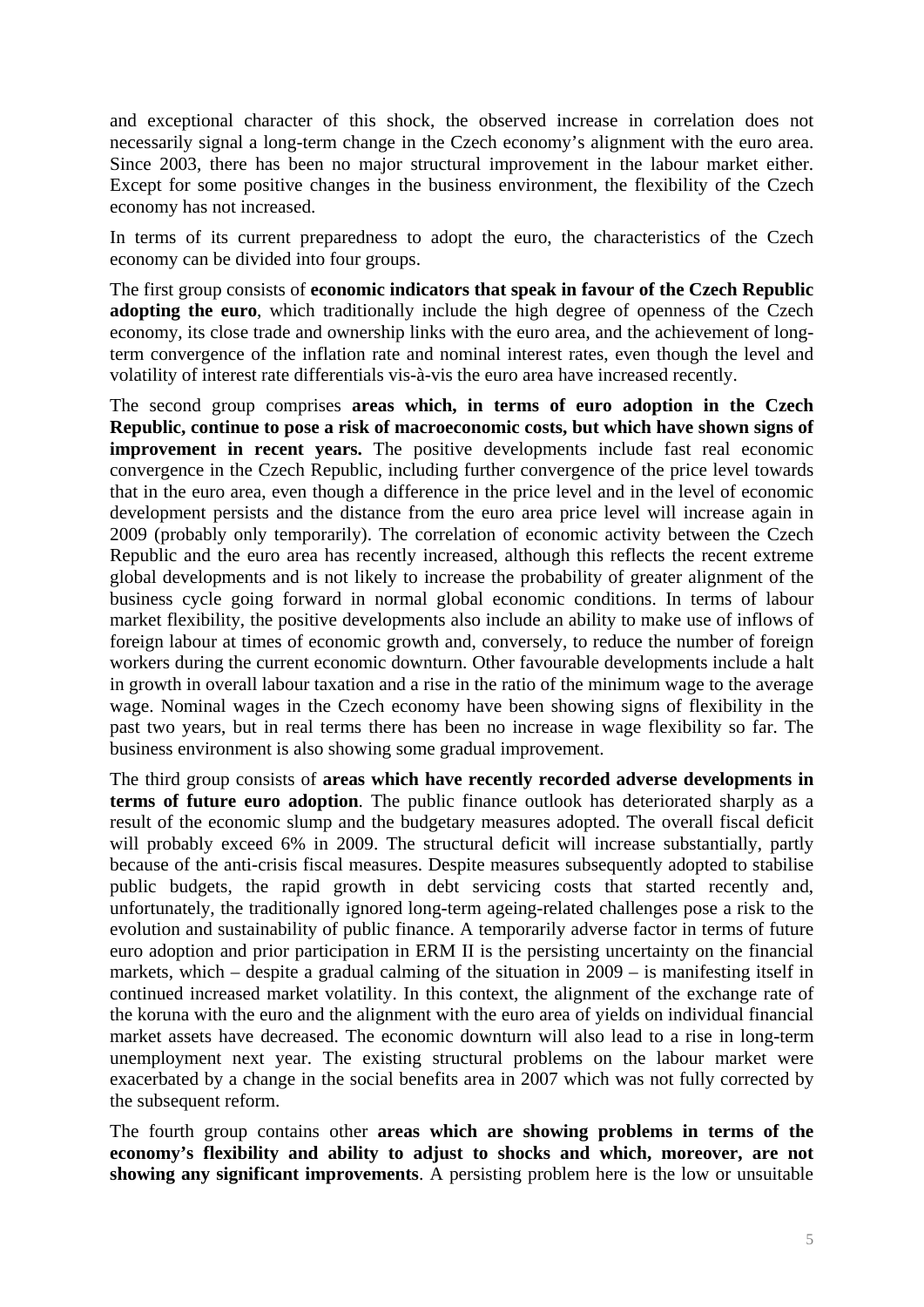and exceptional character of this shock, the observed increase in correlation does not necessarily signal a long-term change in the Czech economy's alignment with the euro area. Since 2003, there has been no major structural improvement in the labour market either. Except for some positive changes in the business environment, the flexibility of the Czech economy has not increased.

In terms of its current preparedness to adopt the euro, the characteristics of the Czech economy can be divided into four groups.

The first group consists of **economic indicators that speak in favour of the Czech Republic adopting the euro**, which traditionally include the high degree of openness of the Czech economy, its close trade and ownership links with the euro area, and the achievement of long-term convergence of the inflation rate and nominal interest rates, even though the level and volatility of interest rate differentials vis-à-vis the euro area have increased recently.

The second group comprises **areas which, in terms of euro adoption in the Czech Republic, continue to pose a risk of macroeconomic costs, but which have shown signs of improvement in recent years.** The positive developments include fast real economic convergence in the Czech Republic, including further convergence of the price level towards that in the euro area, even though a difference in the price level and in the level of economic development persists and the distance from the euro area price level will increase again in 2009 (probably only temporarily). The correlation of economic activity between the Czech Republic and the euro area has recently increased, although this reflects the recent extreme global developments and is not likely to increase the probability of greater alignment of the business cycle going forward in normal global economic conditions. In terms of labour market flexibility, the positive developments also include an ability to make use of inflows of foreign labour at times of economic growth and, conversely, to reduce the number of foreign workers during the current economic downturn. Other favourable developments include a halt in growth in overall labour taxation and a rise in the ratio of the minimum wage to the average wage. Nominal wages in the Czech economy have been showing signs of flexibility in the past two years, but in real terms there has been no increase in wage flexibility so far. The business environment is also showing some gradual improvement.

The third group consists of **areas which have recently recorded adverse developments in terms of future euro adoption**. The public finance outlook has deteriorated sharply as a result of the economic slump and the budgetary measures adopted. The overall fiscal deficit will probably exceed 6% in 2009. The structural deficit will increase substantially, partly because of the anti-crisis fiscal measures. Despite measures subsequently adopted to stabilise public budgets, the rapid growth in debt servicing costs that started recently and, unfortunately, the traditionally ignored long-term ageing-related challenges pose a risk to the evolution and sustainability of public finance. A temporarily adverse factor in terms of future euro adoption and prior participation in ERM II is the persisting uncertainty on the financial markets, which – despite a gradual calming of the situation in 2009 – is manifesting itself in continued increased market volatility. In this context, the alignment of the exchange rate of the koruna with the euro and the alignment with the euro area of yields on individual financial market assets have decreased. The economic downturn will also lead to a rise in long-term unemployment next year. The existing structural problems on the labour market were exacerbated by a change in the social benefits area in 2007 which was not fully corrected by the subsequent reform.

The fourth group contains other **areas which are showing problems in terms of the economy's flexibility and ability to adjust to shocks and which, moreover, are not showing any significant improvements**. A persisting problem here is the low or unsuitable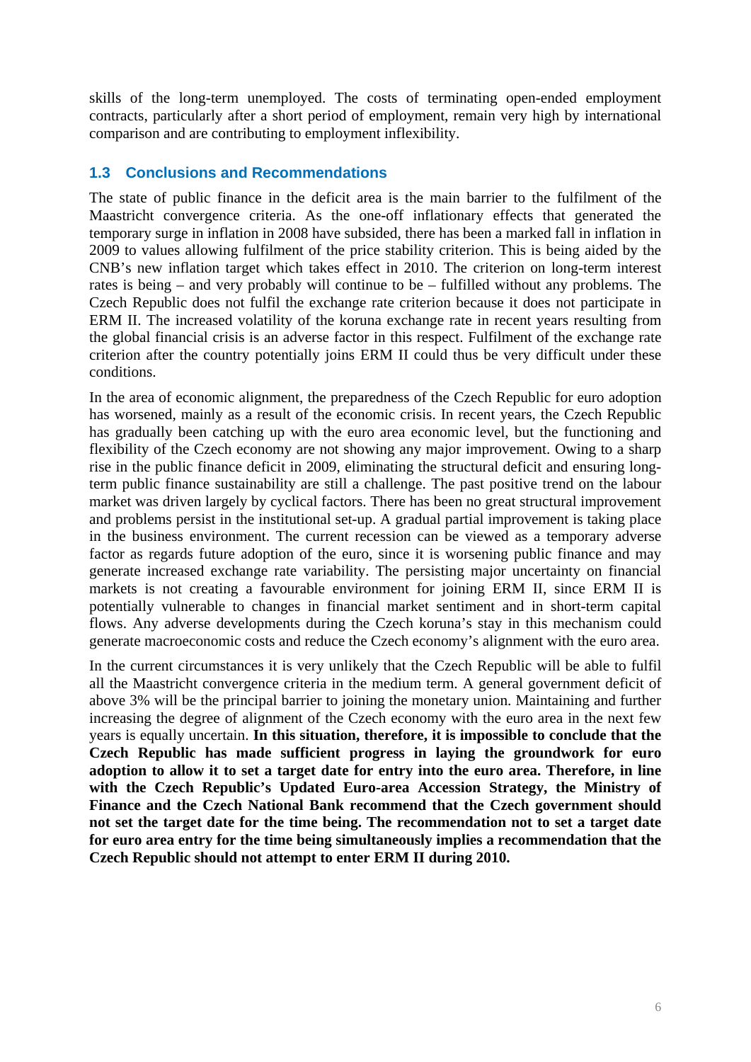skills of the long-term unemployed. The costs of terminating open-ended employment contracts, particularly after a short period of employment, remain very high by international comparison and are contributing to employment inflexibility.

## 1.3 Conclusions and Recommendations

The state of public finance in the deficit area is the main barrier to the fulfilment of the Maastricht convergence criteria. As the one-off inflationary effects that generated the temporary surge in inflation in 2008 have subsided, there has been a marked fall in inflation in 2009 to values allowing fulfilment of the price stability criterion. This is being aided by the CNB's new inflation target which takes effect in 2010. The criterion on long-term interest rates is being – and very probably will continue to be – fulfilled without any problems. The Czech Republic does not fulfil the exchange rate criterion because it does not participate in ERM II. The increased volatility of the koruna exchange rate in recent years resulting from the global financial crisis is an adverse factor in this respect. Fulfilment of the exchange rate criterion after the country potentially joins ERM II could thus be very difficult under these conditions.

In the area of economic alignment, the preparedness of the Czech Republic for euro adoption has worsened, mainly as a result of the economic crisis. In recent years, the Czech Republic has gradually been catching up with the euro area economic level, but the functioning and flexibility of the Czech economy are not showing any major improvement. Owing to a sharp rise in the public finance deficit in 2009, eliminating the structural deficit and ensuring long-term public finance sustainability are still a challenge. The past positive trend on the labour market was driven largely by cyclical factors. There has been no great structural improvement and problems persist in the institutional set-up. A gradual partial improvement is taking place in the business environment. The current recession can be viewed as a temporary adverse factor as regards future adoption of the euro, since it is worsening public finance and may generate increased exchange rate variability. The persisting major uncertainty on financial markets is not creating a favourable environment for joining ERM II, since ERM II is potentially vulnerable to changes in financial market sentiment and in short-term capital flows. Any adverse developments during the Czech koruna's stay in this mechanism could generate macroeconomic costs and reduce the Czech economy's alignment with the euro area.

In the current circumstances it is very unlikely that the Czech Republic will be able to fulfil all the Maastricht convergence criteria in the medium term. A general government deficit of above 3% will be the principal barrier to joining the monetary union. Maintaining and further increasing the degree of alignment of the Czech economy with the euro area in the next few years is equally uncertain. **In this situation, therefore, it is impossible to conclude that the Czech Republic has made sufficient progress in laying the groundwork for euro adoption to allow it to set a target date for entry into the euro area. Therefore, in line with the Czech Republic's Updated Euro-area Accession Strategy, the Ministry of Finance and the Czech National Bank recommend that the Czech government should not set the target date for the time being. The recommendation not to set a target date for euro area entry for the time being simultaneously implies a recommendation that the Czech Republic should not attempt to enter ERM II during 2010.**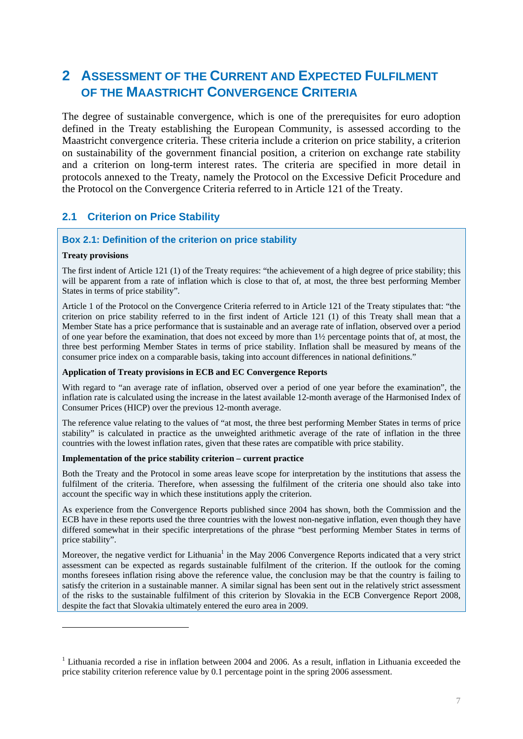# 2 ASSESSMENT OF THE CURRENT AND EXPECTED FULFILMENT OF THE MAASTRICHT CONVERGENCE CRITERIA

The degree of sustainable convergence, which is one of the prerequisites for euro adoption defined in the Treaty establishing the European Community, is assessed according to the Maastricht convergence criteria. These criteria include a criterion on price stability, a criterion on sustainability of the government financial position, a criterion on exchange rate stability and a criterion on long-term interest rates. The criteria are specified in more detail in protocols annexed to the Treaty, namely the Protocol on the Excessive Deficit Procedure and the Protocol on the Convergence Criteria referred to in Article 121 of the Treaty.

## 2.1 Criterion on Price Stability

### Box 2.1: Definition of the criterion on price stability

**Treaty provisions**

The first indent of Article 121 (1) of the Treaty requires: "the achievement of a high degree of price stability; this will be apparent from a rate of inflation which is close to that of, at most, the three best performing Member States in terms of price stability".

Article 1 of the Protocol on the Convergence Criteria referred to in Article 121 of the Treaty stipulates that: "the criterion on price stability referred to in the first indent of Article 121 (1) of this Treaty shall mean that a Member State has a price performance that is sustainable and an average rate of inflation, observed over a period of one year before the examination, that does not exceed by more than 1½ percentage points that of, at most, the three best performing Member States in terms of price stability. Inflation shall be measured by means of the consumer price index on a comparable basis, taking into account differences in national definitions."

**Application of Treaty provisions in ECB and EC Convergence Reports**

With regard to "an average rate of inflation, observed over a period of one year before the examination", the inflation rate is calculated using the increase in the latest available 12-month average of the Harmonised Index of Consumer Prices (HICP) over the previous 12-month average.

The reference value relating to the values of "at most, the three best performing Member States in terms of price stability" is calculated in practice as the unweighted arithmetic average of the rate of inflation in the three countries with the lowest inflation rates, given that these rates are compatible with price stability.

**Implementation of the price stability criterion – current practice**

Both the Treaty and the Protocol in some areas leave scope for interpretation by the institutions that assess the fulfilment of the criteria. Therefore, when assessing the fulfilment of the criteria one should also take into account the specific way in which these institutions apply the criterion.

As experience from the Convergence Reports published since 2004 has shown, both the Commission and the ECB have in these reports used the three countries with the lowest non-negative inflation, even though they have differed somewhat in their specific interpretations of the phrase "best performing Member States in terms of price stability".

Moreover, the negative verdict for Lithuania[1] in the May 2006 Convergence Reports indicated that a very strict assessment can be expected as regards sustainable fulfilment of the criterion. If the outlook for the coming months foresees inflation rising above the reference value, the conclusion may be that the country is failing to satisfy the criterion in a sustainable manner. A similar signal has been sent out in the relatively strict assessment of the risks to the sustainable fulfilment of this criterion by Slovakia in the ECB Convergence Report 2008, despite the fact that Slovakia ultimately entered the euro area in 2009.

---

[1] Lithuania recorded a rise in inflation between 2004 and 2006. As a result, inflation in Lithuania exceeded the price stability criterion reference value by 0.1 percentage point in the spring 2006 assessment.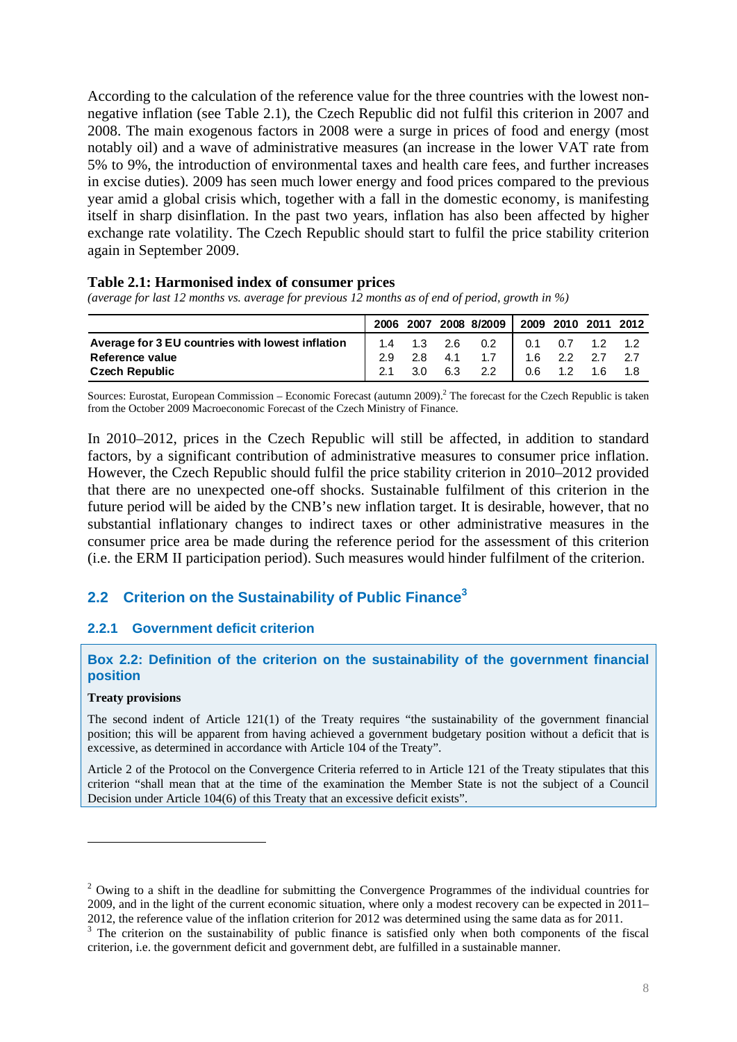According to the calculation of the reference value for the three countries with the lowest non-negative inflation (see Table 2.1), the Czech Republic did not fulfil this criterion in 2007 and 2008. The main exogenous factors in 2008 were a surge in prices of food and energy (most notably oil) and a wave of administrative measures (an increase in the lower VAT rate from 5% to 9%, the introduction of environmental taxes and health care fees, and further increases in excise duties). 2009 has seen much lower energy and food prices compared to the previous year amid a global crisis which, together with a fall in the domestic economy, is manifesting itself in sharp disinflation. In the past two years, inflation has also been affected by higher exchange rate volatility. The Czech Republic should start to fulfil the price stability criterion again in September 2009.

**Table 2.1: Harmonised index of consumer prices**

*(average for last 12 months vs. average for previous 12 months as of end of period, growth in %)*

| | 2006 | 2007 | 2008 | 8/2009 | 2009 | 2010 | 2011 | 2012 |
|---|---|---|---|---|---|---|---|---|
| **Average for 3 EU countries with lowest inflation** | 1.4 | 1.3 | 2.6 | 0.2 | 0.1 | 0.7 | 1.2 | 1.2 |
| **Reference value** | 2.9 | 2.8 | 4.1 | 1.7 | 1.6 | 2.2 | 2.7 | 2.7 |
| **Czech Republic** | 2.1 | 3.0 | 6.3 | 2.2 | 0.6 | 1.2 | 1.6 | 1.8 |

Sources: Eurostat, European Commission – Economic Forecast (autumn 2009).[2] The forecast for the Czech Republic is taken from the October 2009 Macroeconomic Forecast of the Czech Ministry of Finance.

In 2010–2012, prices in the Czech Republic will still be affected, in addition to standard factors, by a significant contribution of administrative measures to consumer price inflation. However, the Czech Republic should fulfil the price stability criterion in 2010–2012 provided that there are no unexpected one-off shocks. Sustainable fulfilment of this criterion in the future period will be aided by the CNB's new inflation target. It is desirable, however, that no substantial inflationary changes to indirect taxes or other administrative measures in the consumer price area be made during the reference period for the assessment of this criterion (i.e. the ERM II participation period). Such measures would hinder fulfilment of the criterion.

## 2.2 Criterion on the Sustainability of Public Finance[3]

### 2.2.1 Government deficit criterion

**Box 2.2: Definition of the criterion on the sustainability of the government financial position**

**Treaty provisions**

The second indent of Article 121(1) of the Treaty requires "the sustainability of the government financial position; this will be apparent from having achieved a government budgetary position without a deficit that is excessive, as determined in accordance with Article 104 of the Treaty".

Article 2 of the Protocol on the Convergence Criteria referred to in Article 121 of the Treaty stipulates that this criterion "shall mean that at the time of the examination the Member State is not the subject of a Council Decision under Article 104(6) of this Treaty that an excessive deficit exists".

---

[2] Owing to a shift in the deadline for submitting the Convergence Programmes of the individual countries for 2009, and in the light of the current economic situation, where only a modest recovery can be expected in 2011–2012, the reference value of the inflation criterion for 2012 was determined using the same data as for 2011.

[3] The criterion on the sustainability of public finance is satisfied only when both components of the fiscal criterion, i.e. the government deficit and government debt, are fulfilled in a sustainable manner.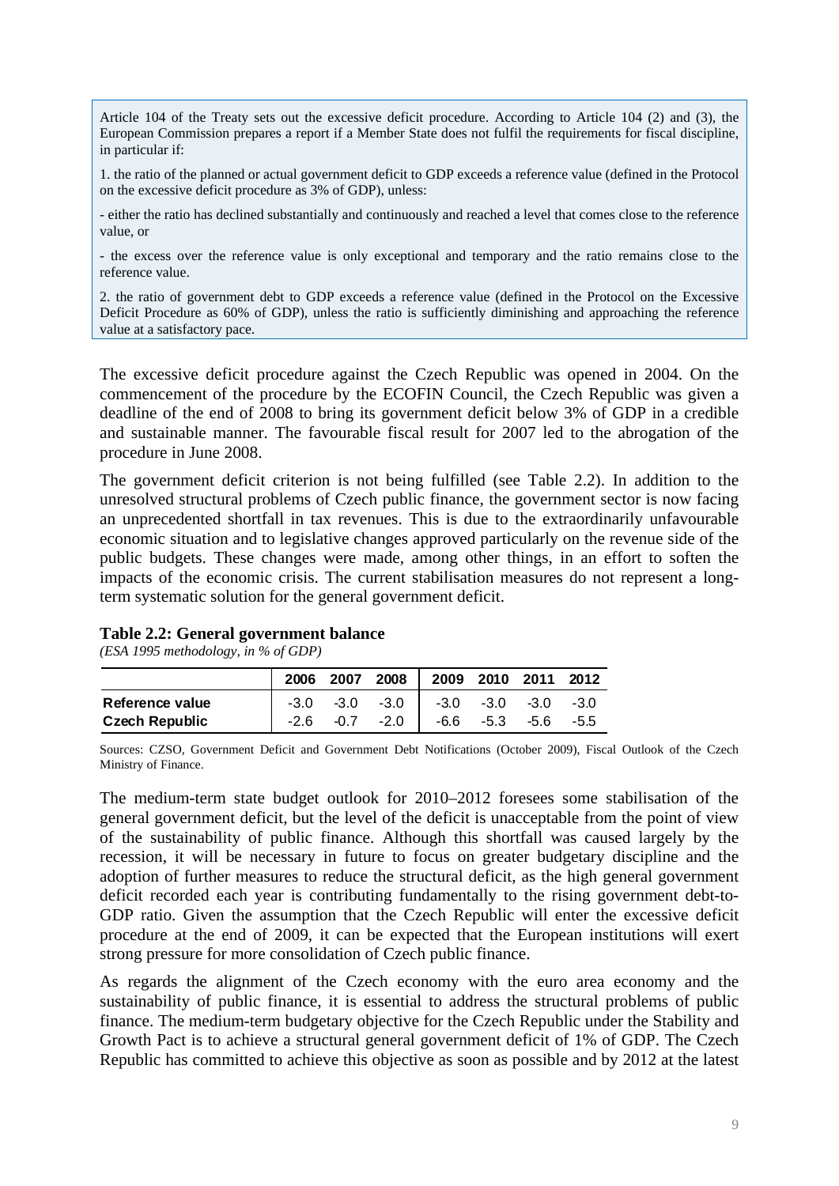Article 104 of the Treaty sets out the excessive deficit procedure. According to Article 104 (2) and (3), the European Commission prepares a report if a Member State does not fulfil the requirements for fiscal discipline, in particular if:

1. the ratio of the planned or actual government deficit to GDP exceeds a reference value (defined in the Protocol on the excessive deficit procedure as 3% of GDP), unless:

- either the ratio has declined substantially and continuously and reached a level that comes close to the reference value, or

- the excess over the reference value is only exceptional and temporary and the ratio remains close to the reference value.

2. the ratio of government debt to GDP exceeds a reference value (defined in the Protocol on the Excessive Deficit Procedure as 60% of GDP), unless the ratio is sufficiently diminishing and approaching the reference value at a satisfactory pace.

The excessive deficit procedure against the Czech Republic was opened in 2004. On the commencement of the procedure by the ECOFIN Council, the Czech Republic was given a deadline of the end of 2008 to bring its government deficit below 3% of GDP in a credible and sustainable manner. The favourable fiscal result for 2007 led to the abrogation of the procedure in June 2008.

The government deficit criterion is not being fulfilled (see Table 2.2). In addition to the unresolved structural problems of Czech public finance, the government sector is now facing an unprecedented shortfall in tax revenues. This is due to the extraordinarily unfavourable economic situation and to legislative changes approved particularly on the revenue side of the public budgets. These changes were made, among other things, in an effort to soften the impacts of the economic crisis. The current stabilisation measures do not represent a long-term systematic solution for the general government deficit.

**Table 2.2: General government balance**

*(ESA 1995 methodology, in % of GDP)*

| | 2006 | 2007 | 2008 | 2009 | 2010 | 2011 | 2012 |
|---|---|---|---|---|---|---|---|
| **Reference value** | -3.0 | -3.0 | -3.0 | -3.0 | -3.0 | -3.0 | -3.0 |
| **Czech Republic** | -2.6 | -0.7 | -2.0 | -6.6 | -5.3 | -5.6 | -5.5 |

Sources: CZSO, Government Deficit and Government Debt Notifications (October 2009), Fiscal Outlook of the Czech Ministry of Finance.

The medium-term state budget outlook for 2010–2012 foresees some stabilisation of the general government deficit, but the level of the deficit is unacceptable from the point of view of the sustainability of public finance. Although this shortfall was caused largely by the recession, it will be necessary in future to focus on greater budgetary discipline and the adoption of further measures to reduce the structural deficit, as the high general government deficit recorded each year is contributing fundamentally to the rising government debt-to-GDP ratio. Given the assumption that the Czech Republic will enter the excessive deficit procedure at the end of 2009, it can be expected that the European institutions will exert strong pressure for more consolidation of Czech public finance.

As regards the alignment of the Czech economy with the euro area economy and the sustainability of public finance, it is essential to address the structural problems of public finance. The medium-term budgetary objective for the Czech Republic under the Stability and Growth Pact is to achieve a structural general government deficit of 1% of GDP. The Czech Republic has committed to achieve this objective as soon as possible and by 2012 at the latest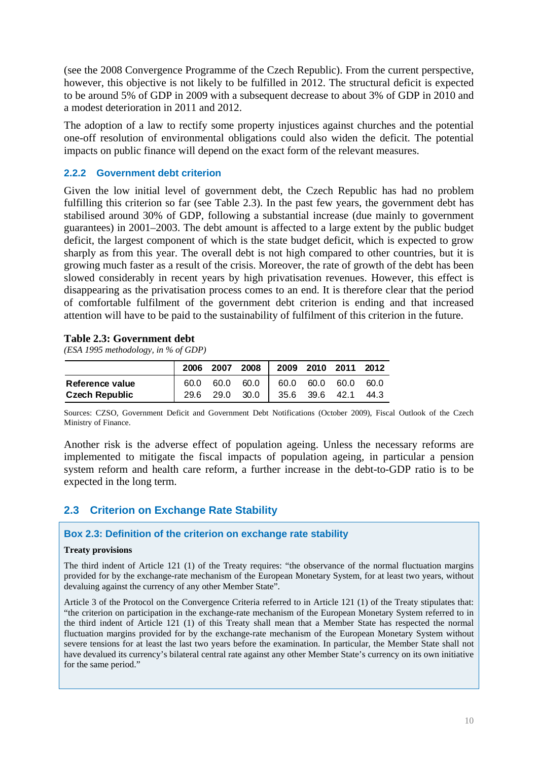(see the 2008 Convergence Programme of the Czech Republic). From the current perspective, however, this objective is not likely to be fulfilled in 2012. The structural deficit is expected to be around 5% of GDP in 2009 with a subsequent decrease to about 3% of GDP in 2010 and a modest deterioration in 2011 and 2012.

The adoption of a law to rectify some property injustices against churches and the potential one-off resolution of environmental obligations could also widen the deficit. The potential impacts on public finance will depend on the exact form of the relevant measures.

### 2.2.2 Government debt criterion

Given the low initial level of government debt, the Czech Republic has had no problem fulfilling this criterion so far (see Table 2.3). In the past few years, the government debt has stabilised around 30% of GDP, following a substantial increase (due mainly to government guarantees) in 2001–2003. The debt amount is affected to a large extent by the public budget deficit, the largest component of which is the state budget deficit, which is expected to grow sharply as from this year. The overall debt is not high compared to other countries, but it is growing much faster as a result of the crisis. Moreover, the rate of growth of the debt has been slowed considerably in recent years by high privatisation revenues. However, this effect is disappearing as the privatisation process comes to an end. It is therefore clear that the period of comfortable fulfilment of the government debt criterion is ending and that increased attention will have to be paid to the sustainability of fulfilment of this criterion in the future.

**Table 2.3: Government debt**

*(ESA 1995 methodology, in % of GDP)*

| | 2006 | 2007 | 2008 | 2009 | 2010 | 2011 | 2012 |
|---|---|---|---|---|---|---|---|
| **Reference value** | 60.0 | 60.0 | 60.0 | 60.0 | 60.0 | 60.0 | 60.0 |
| **Czech Republic** | 29.6 | 29.0 | 30.0 | 35.6 | 39.6 | 42.1 | 44.3 |

Sources: CZSO, Government Deficit and Government Debt Notifications (October 2009), Fiscal Outlook of the Czech Ministry of Finance.

Another risk is the adverse effect of population ageing. Unless the necessary reforms are implemented to mitigate the fiscal impacts of population ageing, in particular a pension system reform and health care reform, a further increase in the debt-to-GDP ratio is to be expected in the long term.

## 2.3 Criterion on Exchange Rate Stability

### Box 2.3: Definition of the criterion on exchange rate stability

**Treaty provisions**

The third indent of Article 121 (1) of the Treaty requires: “the observance of the normal fluctuation margins provided for by the exchange-rate mechanism of the European Monetary System, for at least two years, without devaluing against the currency of any other Member State”.

Article 3 of the Protocol on the Convergence Criteria referred to in Article 121 (1) of the Treaty stipulates that: “the criterion on participation in the exchange-rate mechanism of the European Monetary System referred to in the third indent of Article 121 (1) of this Treaty shall mean that a Member State has respected the normal fluctuation margins provided for by the exchange-rate mechanism of the European Monetary System without severe tensions for at least the last two years before the examination. In particular, the Member State shall not have devalued its currency’s bilateral central rate against any other Member State’s currency on its own initiative for the same period.”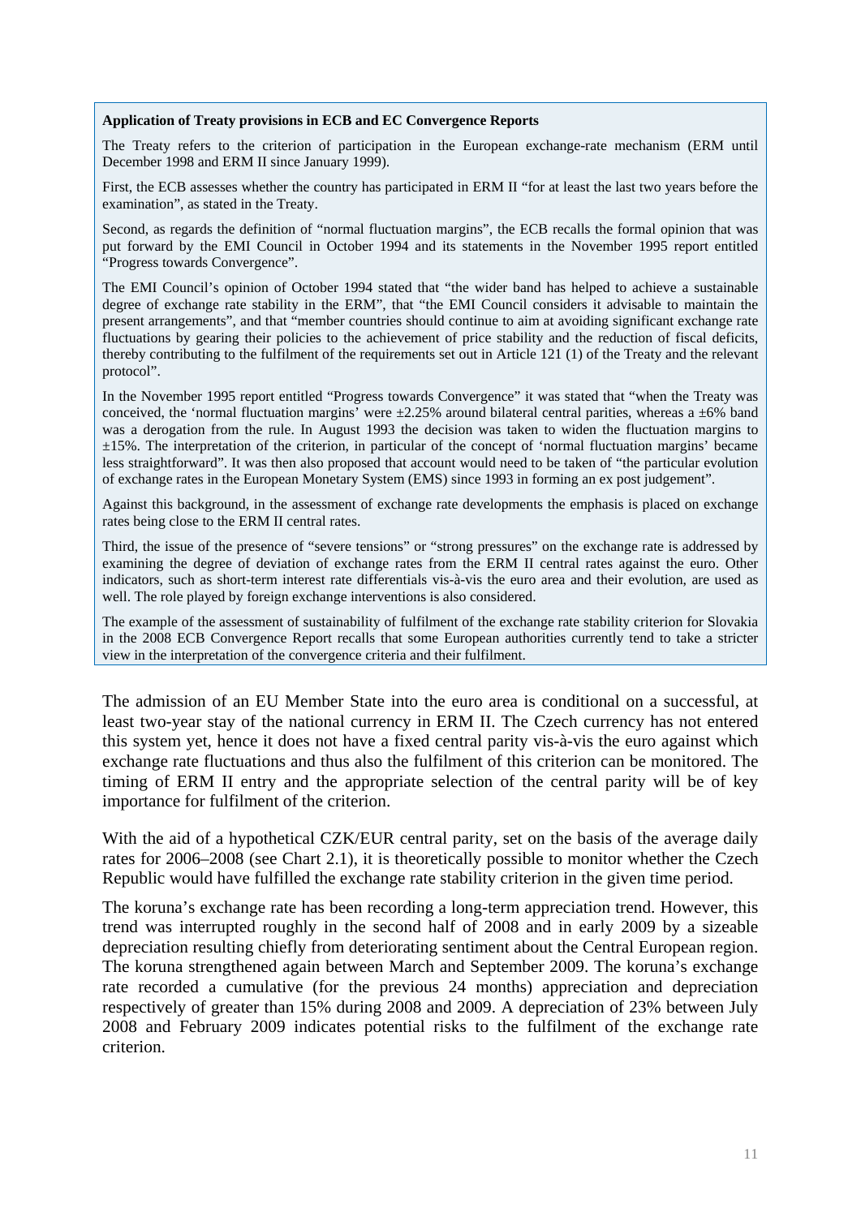**Application of Treaty provisions in ECB and EC Convergence Reports**

The Treaty refers to the criterion of participation in the European exchange-rate mechanism (ERM until December 1998 and ERM II since January 1999).

First, the ECB assesses whether the country has participated in ERM II "for at least the last two years before the examination", as stated in the Treaty.

Second, as regards the definition of "normal fluctuation margins", the ECB recalls the formal opinion that was put forward by the EMI Council in October 1994 and its statements in the November 1995 report entitled "Progress towards Convergence".

The EMI Council's opinion of October 1994 stated that "the wider band has helped to achieve a sustainable degree of exchange rate stability in the ERM", that "the EMI Council considers it advisable to maintain the present arrangements", and that "member countries should continue to aim at avoiding significant exchange rate fluctuations by gearing their policies to the achievement of price stability and the reduction of fiscal deficits, thereby contributing to the fulfilment of the requirements set out in Article 121 (1) of the Treaty and the relevant protocol".

In the November 1995 report entitled "Progress towards Convergence" it was stated that "when the Treaty was conceived, the 'normal fluctuation margins' were ±2.25% around bilateral central parities, whereas a ±6% band was a derogation from the rule. In August 1993 the decision was taken to widen the fluctuation margins to ±15%. The interpretation of the criterion, in particular of the concept of 'normal fluctuation margins' became less straightforward". It was then also proposed that account would need to be taken of "the particular evolution of exchange rates in the European Monetary System (EMS) since 1993 in forming an ex post judgement".

Against this background, in the assessment of exchange rate developments the emphasis is placed on exchange rates being close to the ERM II central rates.

Third, the issue of the presence of "severe tensions" or "strong pressures" on the exchange rate is addressed by examining the degree of deviation of exchange rates from the ERM II central rates against the euro. Other indicators, such as short-term interest rate differentials vis-à-vis the euro area and their evolution, are used as well. The role played by foreign exchange interventions is also considered.

The example of the assessment of sustainability of fulfilment of the exchange rate stability criterion for Slovakia in the 2008 ECB Convergence Report recalls that some European authorities currently tend to take a stricter view in the interpretation of the convergence criteria and their fulfilment.

The admission of an EU Member State into the euro area is conditional on a successful, at least two-year stay of the national currency in ERM II. The Czech currency has not entered this system yet, hence it does not have a fixed central parity vis-à-vis the euro against which exchange rate fluctuations and thus also the fulfilment of this criterion can be monitored. The timing of ERM II entry and the appropriate selection of the central parity will be of key importance for fulfilment of the criterion.

With the aid of a hypothetical CZK/EUR central parity, set on the basis of the average daily rates for 2006–2008 (see Chart 2.1), it is theoretically possible to monitor whether the Czech Republic would have fulfilled the exchange rate stability criterion in the given time period.

The koruna's exchange rate has been recording a long-term appreciation trend. However, this trend was interrupted roughly in the second half of 2008 and in early 2009 by a sizeable depreciation resulting chiefly from deteriorating sentiment about the Central European region. The koruna strengthened again between March and September 2009. The koruna's exchange rate recorded a cumulative (for the previous 24 months) appreciation and depreciation respectively of greater than 15% during 2008 and 2009. A depreciation of 23% between July 2008 and February 2009 indicates potential risks to the fulfilment of the exchange rate criterion.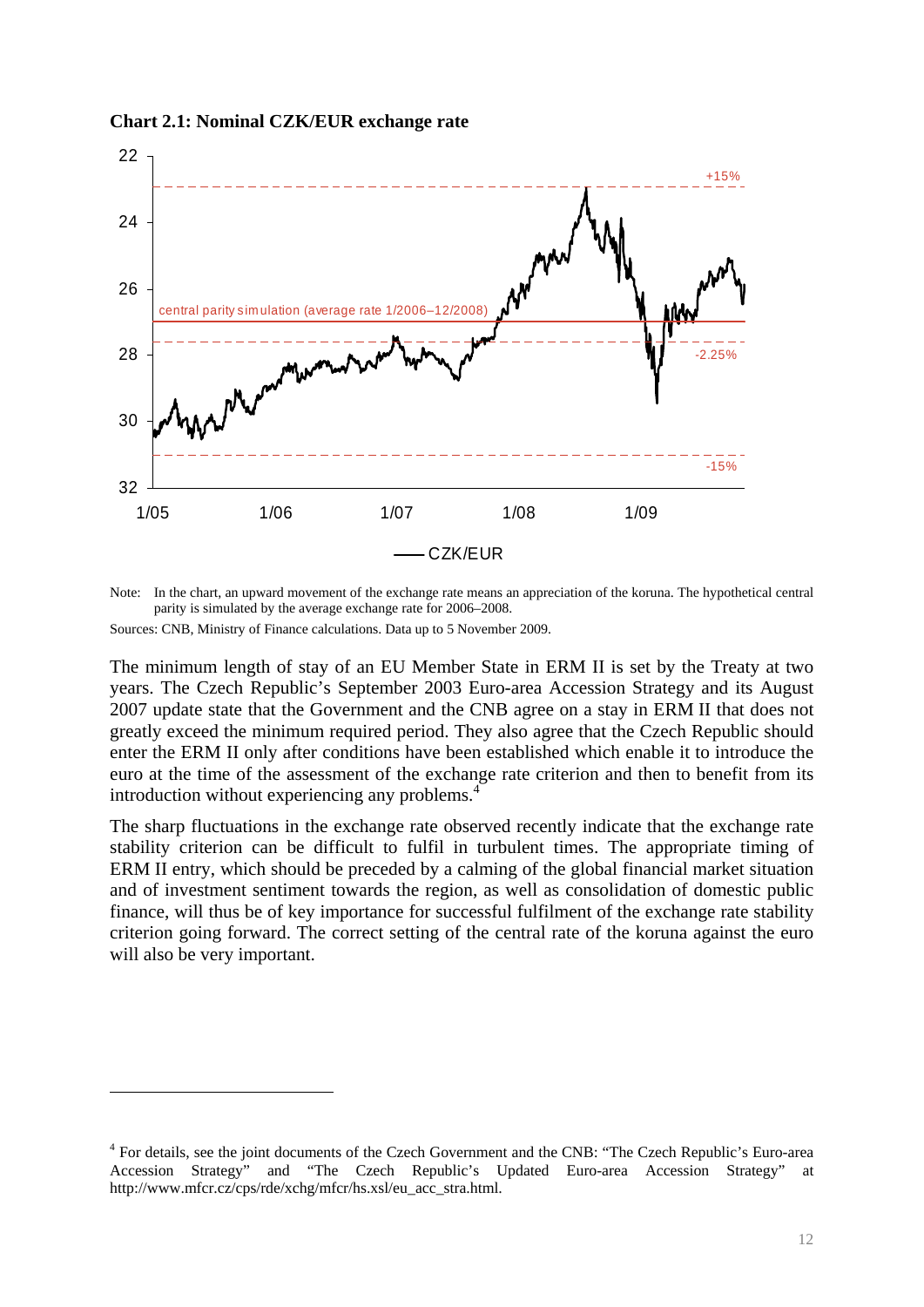**Chart 2.1: Nominal CZK/EUR exchange rate**

Note: In the chart, an upward movement of the exchange rate means an appreciation of the koruna. The hypothetical central parity is simulated by the average exchange rate for 2006–2008.

Sources: CNB, Ministry of Finance calculations. Data up to 5 November 2009.

The minimum length of stay of an EU Member State in ERM II is set by the Treaty at two years. The Czech Republic's September 2003 Euro-area Accession Strategy and its August 2007 update state that the Government and the CNB agree on a stay in ERM II that does not greatly exceed the minimum required period. They also agree that the Czech Republic should enter the ERM II only after conditions have been established which enable it to introduce the euro at the time of the assessment of the exchange rate criterion and then to benefit from its introduction without experiencing any problems.[4]

The sharp fluctuations in the exchange rate observed recently indicate that the exchange rate stability criterion can be difficult to fulfil in turbulent times. The appropriate timing of ERM II entry, which should be preceded by a calming of the global financial market situation and of investment sentiment towards the region, as well as consolidation of domestic public finance, will thus be of key importance for successful fulfilment of the exchange rate stability criterion going forward. The correct setting of the central rate of the koruna against the euro will also be very important.

---

[4] For details, see the joint documents of the Czech Government and the CNB: "The Czech Republic's Euro-area Accession Strategy" and "The Czech Republic's Updated Euro-area Accession Strategy" at http://www.mfcr.cz/cps/rde/xchg/mfcr/hs.xsl/eu_acc_stra.html.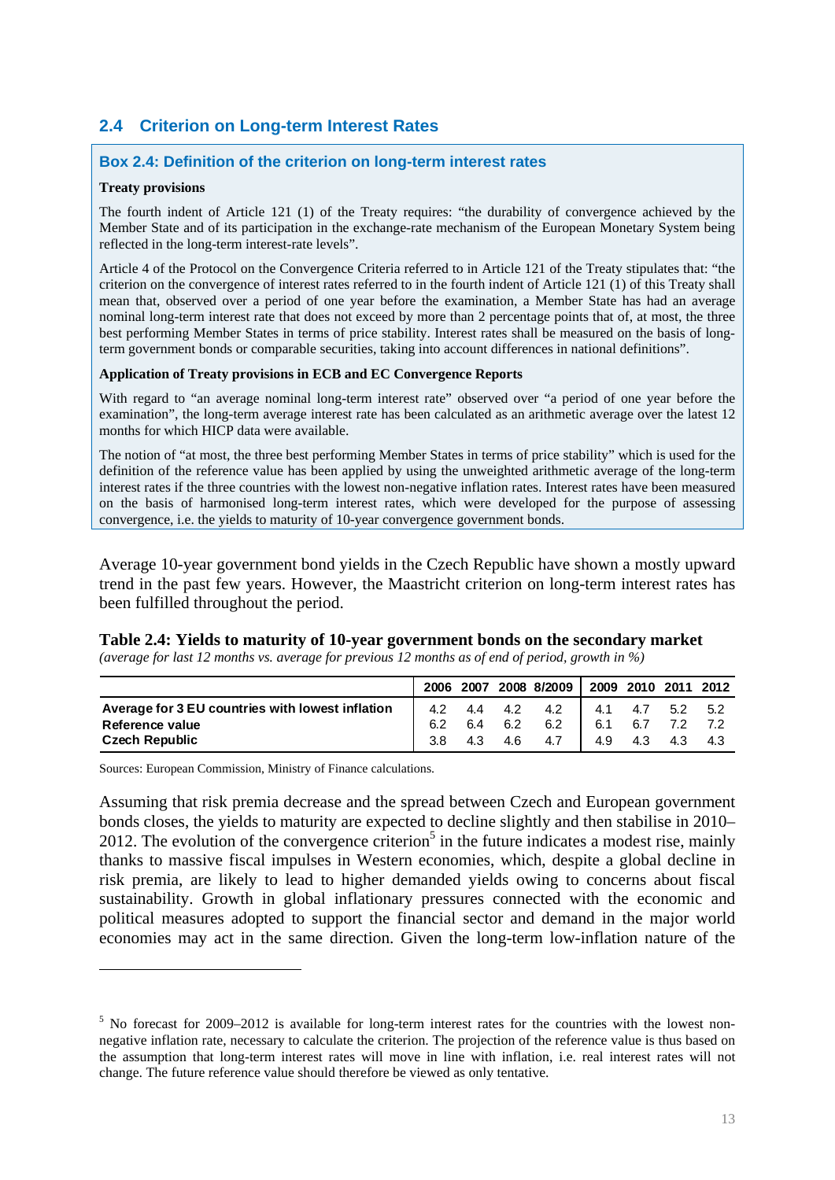## 2.4 Criterion on Long-term Interest Rates

### Box 2.4: Definition of the criterion on long-term interest rates

**Treaty provisions**

The fourth indent of Article 121 (1) of the Treaty requires: "the durability of convergence achieved by the Member State and of its participation in the exchange-rate mechanism of the European Monetary System being reflected in the long-term interest-rate levels".

Article 4 of the Protocol on the Convergence Criteria referred to in Article 121 of the Treaty stipulates that: "the criterion on the convergence of interest rates referred to in the fourth indent of Article 121 (1) of this Treaty shall mean that, observed over a period of one year before the examination, a Member State has had an average nominal long-term interest rate that does not exceed by more than 2 percentage points that of, at most, the three best performing Member States in terms of price stability. Interest rates shall be measured on the basis of long-term government bonds or comparable securities, taking into account differences in national definitions".

**Application of Treaty provisions in ECB and EC Convergence Reports**

With regard to "an average nominal long-term interest rate" observed over "a period of one year before the examination", the long-term average interest rate has been calculated as an arithmetic average over the latest 12 months for which HICP data were available.

The notion of "at most, the three best performing Member States in terms of price stability" which is used for the definition of the reference value has been applied by using the unweighted arithmetic average of the long-term interest rates if the three countries with the lowest non-negative inflation rates. Interest rates have been measured on the basis of harmonised long-term interest rates, which were developed for the purpose of assessing convergence, i.e. the yields to maturity of 10-year convergence government bonds.

Average 10-year government bond yields in the Czech Republic have shown a mostly upward trend in the past few years. However, the Maastricht criterion on long-term interest rates has been fulfilled throughout the period.

**Table 2.4: Yields to maturity of 10-year government bonds on the secondary market**
*(average for last 12 months vs. average for previous 12 months as of end of period, growth in %)*

| | 2006 | 2007 | 2008 | 8/2009 | 2009 | 2010 | 2011 | 2012 |
|---|---|---|---|---|---|---|---|---|
| **Average for 3 EU countries with lowest inflation** | 4.2 | 4.4 | 4.2 | 4.2 | 4.1 | 4.7 | 5.2 | 5.2 |
| **Reference value** | 6.2 | 6.4 | 6.2 | 6.2 | 6.1 | 6.7 | 7.2 | 7.2 |
| **Czech Republic** | 3.8 | 4.3 | 4.6 | 4.7 | 4.9 | 4.3 | 4.3 | 4.3 |

Sources: European Commission, Ministry of Finance calculations.

Assuming that risk premia decrease and the spread between Czech and European government bonds closes, the yields to maturity are expected to decline slightly and then stabilise in 2010–2012. The evolution of the convergence criterion[5] in the future indicates a modest rise, mainly thanks to massive fiscal impulses in Western economies, which, despite a global decline in risk premia, are likely to lead to higher demanded yields owing to concerns about fiscal sustainability. Growth in global inflationary pressures connected with the economic and political measures adopted to support the financial sector and demand in the major world economies may act in the same direction. Given the long-term low-inflation nature of the

[5] No forecast for 2009–2012 is available for long-term interest rates for the countries with the lowest non-negative inflation rate, necessary to calculate the criterion. The projection of the reference value is thus based on the assumption that long-term interest rates will move in line with inflation, i.e. real interest rates will not change. The future reference value should therefore be viewed as only tentative.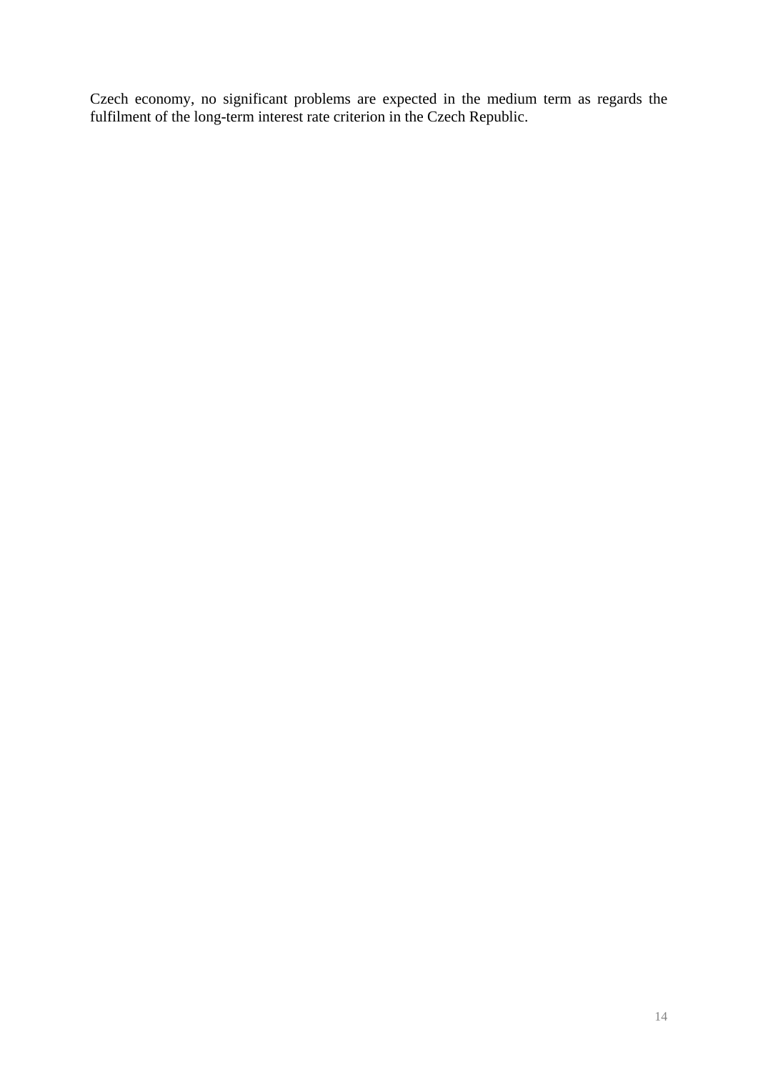Czech economy, no significant problems are expected in the medium term as regards the fulfilment of the long-term interest rate criterion in the Czech Republic.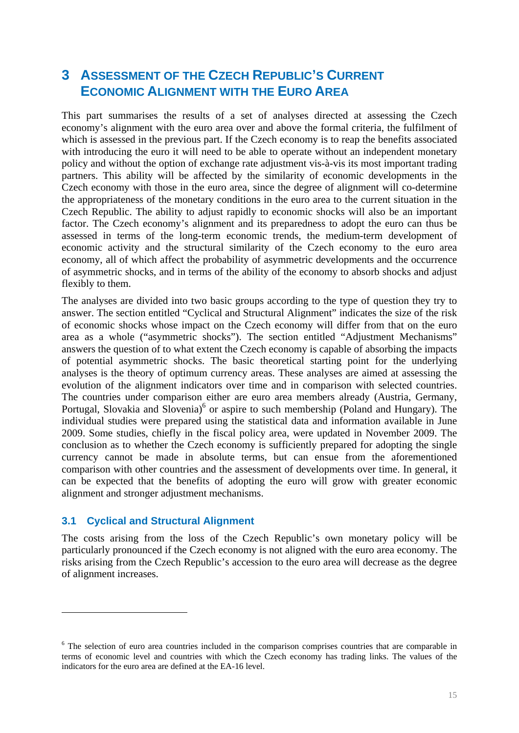# 3 ASSESSMENT OF THE CZECH REPUBLIC'S CURRENT ECONOMIC ALIGNMENT WITH THE EURO AREA

This part summarises the results of a set of analyses directed at assessing the Czech economy's alignment with the euro area over and above the formal criteria, the fulfilment of which is assessed in the previous part. If the Czech economy is to reap the benefits associated with introducing the euro it will need to be able to operate without an independent monetary policy and without the option of exchange rate adjustment vis-à-vis its most important trading partners. This ability will be affected by the similarity of economic developments in the Czech economy with those in the euro area, since the degree of alignment will co-determine the appropriateness of the monetary conditions in the euro area to the current situation in the Czech Republic. The ability to adjust rapidly to economic shocks will also be an important factor. The Czech economy's alignment and its preparedness to adopt the euro can thus be assessed in terms of the long-term economic trends, the medium-term development of economic activity and the structural similarity of the Czech economy to the euro area economy, all of which affect the probability of asymmetric developments and the occurrence of asymmetric shocks, and in terms of the ability of the economy to absorb shocks and adjust flexibly to them.

The analyses are divided into two basic groups according to the type of question they try to answer. The section entitled "Cyclical and Structural Alignment" indicates the size of the risk of economic shocks whose impact on the Czech economy will differ from that on the euro area as a whole ("asymmetric shocks"). The section entitled "Adjustment Mechanisms" answers the question of to what extent the Czech economy is capable of absorbing the impacts of potential asymmetric shocks. The basic theoretical starting point for the underlying analyses is the theory of optimum currency areas. These analyses are aimed at assessing the evolution of the alignment indicators over time and in comparison with selected countries. The countries under comparison either are euro area members already (Austria, Germany, Portugal, Slovakia and Slovenia)[6] or aspire to such membership (Poland and Hungary). The individual studies were prepared using the statistical data and information available in June 2009. Some studies, chiefly in the fiscal policy area, were updated in November 2009. The conclusion as to whether the Czech economy is sufficiently prepared for adopting the single currency cannot be made in absolute terms, but can ensue from the aforementioned comparison with other countries and the assessment of developments over time. In general, it can be expected that the benefits of adopting the euro will grow with greater economic alignment and stronger adjustment mechanisms.

## 3.1 Cyclical and Structural Alignment

The costs arising from the loss of the Czech Republic's own monetary policy will be particularly pronounced if the Czech economy is not aligned with the euro area economy. The risks arising from the Czech Republic's accession to the euro area will decrease as the degree of alignment increases.

---

[6] The selection of euro area countries included in the comparison comprises countries that are comparable in terms of economic level and countries with which the Czech economy has trading links. The values of the indicators for the euro area are defined at the EA-16 level.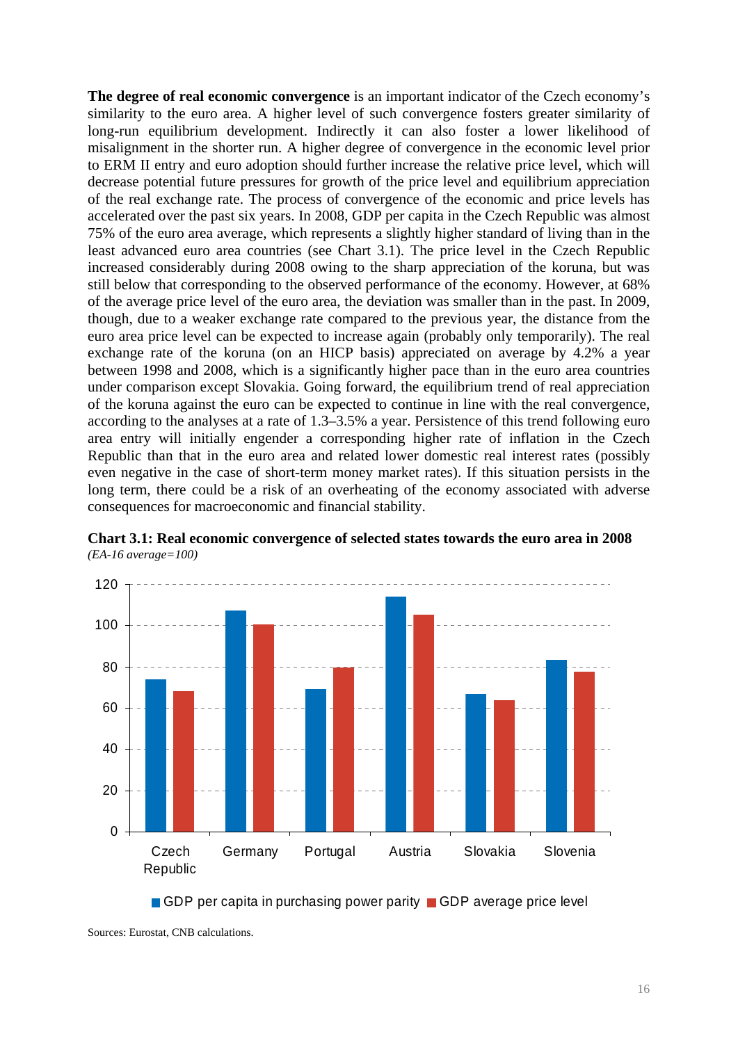**The degree of real economic convergence** is an important indicator of the Czech economy's similarity to the euro area. A higher level of such convergence fosters greater similarity of long-run equilibrium development. Indirectly it can also foster a lower likelihood of misalignment in the shorter run. A higher degree of convergence in the economic level prior to ERM II entry and euro adoption should further increase the relative price level, which will decrease potential future pressures for growth of the price level and equilibrium appreciation of the real exchange rate. The process of convergence of the economic and price levels has accelerated over the past six years. In 2008, GDP per capita in the Czech Republic was almost 75% of the euro area average, which represents a slightly higher standard of living than in the least advanced euro area countries (see Chart 3.1). The price level in the Czech Republic increased considerably during 2008 owing to the sharp appreciation of the koruna, but was still below that corresponding to the observed performance of the economy. However, at 68% of the average price level of the euro area, the deviation was smaller than in the past. In 2009, though, due to a weaker exchange rate compared to the previous year, the distance from the euro area price level can be expected to increase again (probably only temporarily). The real exchange rate of the koruna (on an HICP basis) appreciated on average by 4.2% a year between 1998 and 2008, which is a significantly higher pace than in the euro area countries under comparison except Slovakia. Going forward, the equilibrium trend of real appreciation of the koruna against the euro can be expected to continue in line with the real convergence, according to the analyses at a rate of 1.3–3.5% a year. Persistence of this trend following euro area entry will initially engender a corresponding higher rate of inflation in the Czech Republic than that in the euro area and related lower domestic real interest rates (possibly even negative in the case of short-term money market rates). If this situation persists in the long term, there could be a risk of an overheating of the economy associated with adverse consequences for macroeconomic and financial stability.

**Chart 3.1: Real economic convergence of selected states towards the euro area in 2008**
*(EA-16 average=100)*

| | GDP per capita in purchasing power parity | GDP average price level |
|---|---|---|
| Czech Republic | 74 | 68 |
| Germany | 107 | 100 |
| Portugal | 69 | 80 |
| Austria | 114 | 105 |
| Slovakia | 67 | 64 |
| Slovenia | 83 | 78 |

Sources: Eurostat, CNB calculations.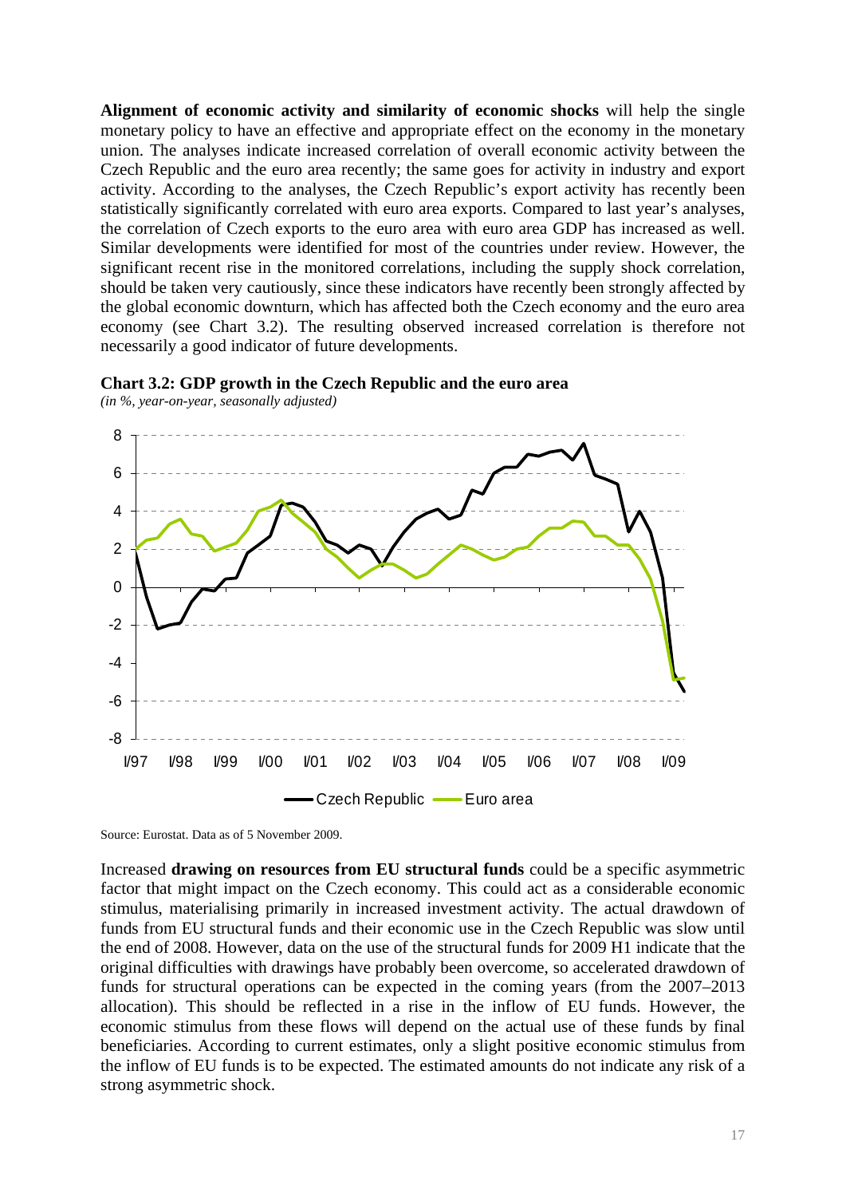**Alignment of economic activity and similarity of economic shocks** will help the single monetary policy to have an effective and appropriate effect on the economy in the monetary union. The analyses indicate increased correlation of overall economic activity between the Czech Republic and the euro area recently; the same goes for activity in industry and export activity. According to the analyses, the Czech Republic's export activity has recently been statistically significantly correlated with euro area exports. Compared to last year's analyses, the correlation of Czech exports to the euro area with euro area GDP has increased as well. Similar developments were identified for most of the countries under review. However, the significant recent rise in the monitored correlations, including the supply shock correlation, should be taken very cautiously, since these indicators have recently been strongly affected by the global economic downturn, which has affected both the Czech economy and the euro area economy (see Chart 3.2). The resulting observed increased correlation is therefore not necessarily a good indicator of future developments.

**Chart 3.2: GDP growth in the Czech Republic and the euro area**

*(in %, year-on-year, seasonally adjusted)*

Source: Eurostat. Data as of 5 November 2009.

Increased **drawing on resources from EU structural funds** could be a specific asymmetric factor that might impact on the Czech economy. This could act as a considerable economic stimulus, materialising primarily in increased investment activity. The actual drawdown of funds from EU structural funds and their economic use in the Czech Republic was slow until the end of 2008. However, data on the use of the structural funds for 2009 H1 indicate that the original difficulties with drawings have probably been overcome, so accelerated drawdown of funds for structural operations can be expected in the coming years (from the 2007–2013 allocation). This should be reflected in a rise in the inflow of EU funds. However, the economic stimulus from these flows will depend on the actual use of these funds by final beneficiaries. According to current estimates, only a slight positive economic stimulus from the inflow of EU funds is to be expected. The estimated amounts do not indicate any risk of a strong asymmetric shock.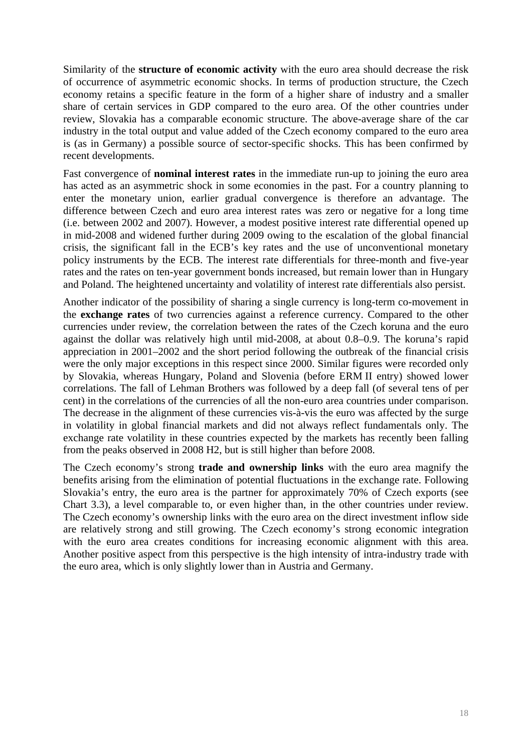Similarity of the **structure of economic activity** with the euro area should decrease the risk of occurrence of asymmetric economic shocks. In terms of production structure, the Czech economy retains a specific feature in the form of a higher share of industry and a smaller share of certain services in GDP compared to the euro area. Of the other countries under review, Slovakia has a comparable economic structure. The above-average share of the car industry in the total output and value added of the Czech economy compared to the euro area is (as in Germany) a possible source of sector-specific shocks. This has been confirmed by recent developments.

Fast convergence of **nominal interest rates** in the immediate run-up to joining the euro area has acted as an asymmetric shock in some economies in the past. For a country planning to enter the monetary union, earlier gradual convergence is therefore an advantage. The difference between Czech and euro area interest rates was zero or negative for a long time (i.e. between 2002 and 2007). However, a modest positive interest rate differential opened up in mid-2008 and widened further during 2009 owing to the escalation of the global financial crisis, the significant fall in the ECB's key rates and the use of unconventional monetary policy instruments by the ECB. The interest rate differentials for three-month and five-year rates and the rates on ten-year government bonds increased, but remain lower than in Hungary and Poland. The heightened uncertainty and volatility of interest rate differentials also persist.

Another indicator of the possibility of sharing a single currency is long-term co-movement in the **exchange rates** of two currencies against a reference currency. Compared to the other currencies under review, the correlation between the rates of the Czech koruna and the euro against the dollar was relatively high until mid-2008, at about 0.8–0.9. The koruna's rapid appreciation in 2001–2002 and the short period following the outbreak of the financial crisis were the only major exceptions in this respect since 2000. Similar figures were recorded only by Slovakia, whereas Hungary, Poland and Slovenia (before ERM II entry) showed lower correlations. The fall of Lehman Brothers was followed by a deep fall (of several tens of per cent) in the correlations of the currencies of all the non-euro area countries under comparison. The decrease in the alignment of these currencies vis-à-vis the euro was affected by the surge in volatility in global financial markets and did not always reflect fundamentals only. The exchange rate volatility in these countries expected by the markets has recently been falling from the peaks observed in 2008 H2, but is still higher than before 2008.

The Czech economy's strong **trade and ownership links** with the euro area magnify the benefits arising from the elimination of potential fluctuations in the exchange rate. Following Slovakia's entry, the euro area is the partner for approximately 70% of Czech exports (see Chart 3.3), a level comparable to, or even higher than, in the other countries under review. The Czech economy's ownership links with the euro area on the direct investment inflow side are relatively strong and still growing. The Czech economy's strong economic integration with the euro area creates conditions for increasing economic alignment with this area. Another positive aspect from this perspective is the high intensity of intra-industry trade with the euro area, which is only slightly lower than in Austria and Germany.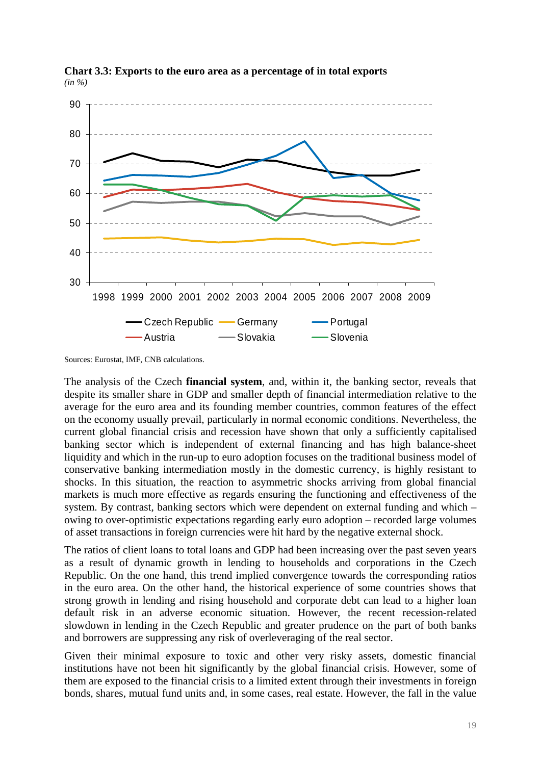**Chart 3.3: Exports to the euro area as a percentage of in total exports**
*(in %)*

Sources: Eurostat, IMF, CNB calculations.

The analysis of the Czech **financial system**, and, within it, the banking sector, reveals that despite its smaller share in GDP and smaller depth of financial intermediation relative to the average for the euro area and its founding member countries, common features of the effect on the economy usually prevail, particularly in normal economic conditions. Nevertheless, the current global financial crisis and recession have shown that only a sufficiently capitalised banking sector which is independent of external financing and has high balance-sheet liquidity and which in the run-up to euro adoption focuses on the traditional business model of conservative banking intermediation mostly in the domestic currency, is highly resistant to shocks. In this situation, the reaction to asymmetric shocks arriving from global financial markets is much more effective as regards ensuring the functioning and effectiveness of the system. By contrast, banking sectors which were dependent on external funding and which – owing to over-optimistic expectations regarding early euro adoption – recorded large volumes of asset transactions in foreign currencies were hit hard by the negative external shock.

The ratios of client loans to total loans and GDP had been increasing over the past seven years as a result of dynamic growth in lending to households and corporations in the Czech Republic. On the one hand, this trend implied convergence towards the corresponding ratios in the euro area. On the other hand, the historical experience of some countries shows that strong growth in lending and rising household and corporate debt can lead to a higher loan default risk in an adverse economic situation. However, the recent recession-related slowdown in lending in the Czech Republic and greater prudence on the part of both banks and borrowers are suppressing any risk of overleveraging of the real sector.

Given their minimal exposure to toxic and other very risky assets, domestic financial institutions have not been hit significantly by the global financial crisis. However, some of them are exposed to the financial crisis to a limited extent through their investments in foreign bonds, shares, mutual fund units and, in some cases, real estate. However, the fall in the value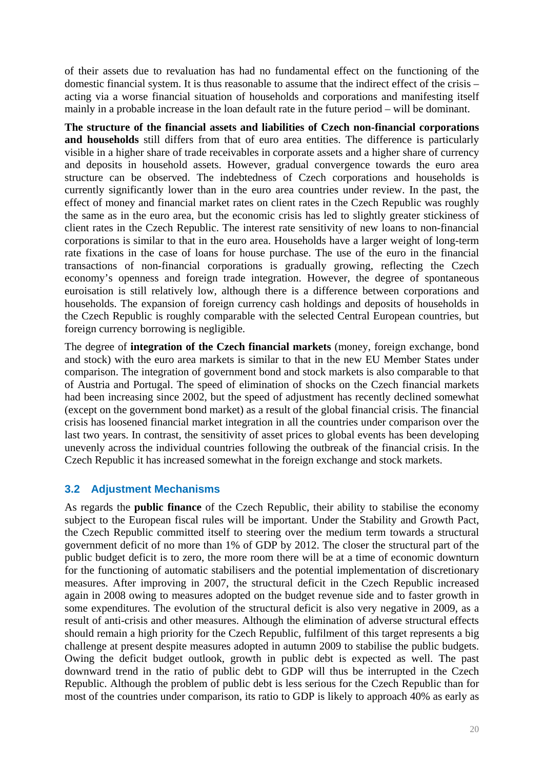of their assets due to revaluation has had no fundamental effect on the functioning of the domestic financial system. It is thus reasonable to assume that the indirect effect of the crisis – acting via a worse financial situation of households and corporations and manifesting itself mainly in a probable increase in the loan default rate in the future period – will be dominant.

**The structure of the financial assets and liabilities of Czech non-financial corporations and households** still differs from that of euro area entities. The difference is particularly visible in a higher share of trade receivables in corporate assets and a higher share of currency and deposits in household assets. However, gradual convergence towards the euro area structure can be observed. The indebtedness of Czech corporations and households is currently significantly lower than in the euro area countries under review. In the past, the effect of money and financial market rates on client rates in the Czech Republic was roughly the same as in the euro area, but the economic crisis has led to slightly greater stickiness of client rates in the Czech Republic. The interest rate sensitivity of new loans to non-financial corporations is similar to that in the euro area. Households have a larger weight of long-term rate fixations in the case of loans for house purchase. The use of the euro in the financial transactions of non-financial corporations is gradually growing, reflecting the Czech economy's openness and foreign trade integration. However, the degree of spontaneous euroisation is still relatively low, although there is a difference between corporations and households. The expansion of foreign currency cash holdings and deposits of households in the Czech Republic is roughly comparable with the selected Central European countries, but foreign currency borrowing is negligible.

The degree of **integration of the Czech financial markets** (money, foreign exchange, bond and stock) with the euro area markets is similar to that in the new EU Member States under comparison. The integration of government bond and stock markets is also comparable to that of Austria and Portugal. The speed of elimination of shocks on the Czech financial markets had been increasing since 2002, but the speed of adjustment has recently declined somewhat (except on the government bond market) as a result of the global financial crisis. The financial crisis has loosened financial market integration in all the countries under comparison over the last two years. In contrast, the sensitivity of asset prices to global events has been developing unevenly across the individual countries following the outbreak of the financial crisis. In the Czech Republic it has increased somewhat in the foreign exchange and stock markets.

## 3.2 Adjustment Mechanisms

As regards the **public finance** of the Czech Republic, their ability to stabilise the economy subject to the European fiscal rules will be important. Under the Stability and Growth Pact, the Czech Republic committed itself to steering over the medium term towards a structural government deficit of no more than 1% of GDP by 2012. The closer the structural part of the public budget deficit is to zero, the more room there will be at a time of economic downturn for the functioning of automatic stabilisers and the potential implementation of discretionary measures. After improving in 2007, the structural deficit in the Czech Republic increased again in 2008 owing to measures adopted on the budget revenue side and to faster growth in some expenditures. The evolution of the structural deficit is also very negative in 2009, as a result of anti-crisis and other measures. Although the elimination of adverse structural effects should remain a high priority for the Czech Republic, fulfilment of this target represents a big challenge at present despite measures adopted in autumn 2009 to stabilise the public budgets. Owing the deficit budget outlook, growth in public debt is expected as well. The past downward trend in the ratio of public debt to GDP will thus be interrupted in the Czech Republic. Although the problem of public debt is less serious for the Czech Republic than for most of the countries under comparison, its ratio to GDP is likely to approach 40% as early as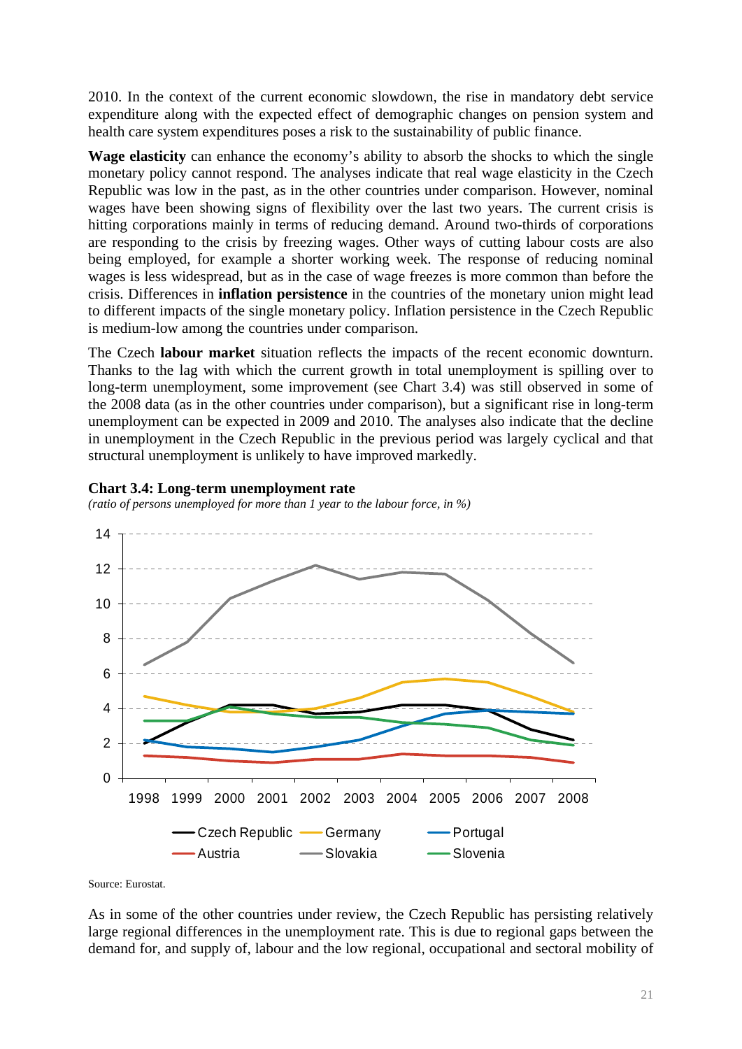2010. In the context of the current economic slowdown, the rise in mandatory debt service expenditure along with the expected effect of demographic changes on pension system and health care system expenditures poses a risk to the sustainability of public finance.

**Wage elasticity** can enhance the economy's ability to absorb the shocks to which the single monetary policy cannot respond. The analyses indicate that real wage elasticity in the Czech Republic was low in the past, as in the other countries under comparison. However, nominal wages have been showing signs of flexibility over the last two years. The current crisis is hitting corporations mainly in terms of reducing demand. Around two-thirds of corporations are responding to the crisis by freezing wages. Other ways of cutting labour costs are also being employed, for example a shorter working week. The response of reducing nominal wages is less widespread, but as in the case of wage freezes is more common than before the crisis. Differences in **inflation persistence** in the countries of the monetary union might lead to different impacts of the single monetary policy. Inflation persistence in the Czech Republic is medium-low among the countries under comparison.

The Czech **labour market** situation reflects the impacts of the recent economic downturn. Thanks to the lag with which the current growth in total unemployment is spilling over to long-term unemployment, some improvement (see Chart 3.4) was still observed in some of the 2008 data (as in the other countries under comparison), but a significant rise in long-term unemployment can be expected in 2009 and 2010. The analyses also indicate that the decline in unemployment in the Czech Republic in the previous period was largely cyclical and that structural unemployment is unlikely to have improved markedly.

**Chart 3.4: Long-term unemployment rate**

*(ratio of persons unemployed for more than 1 year to the labour force, in %)*

Source: Eurostat.

As in some of the other countries under review, the Czech Republic has persisting relatively large regional differences in the unemployment rate. This is due to regional gaps between the demand for, and supply of, labour and the low regional, occupational and sectoral mobility of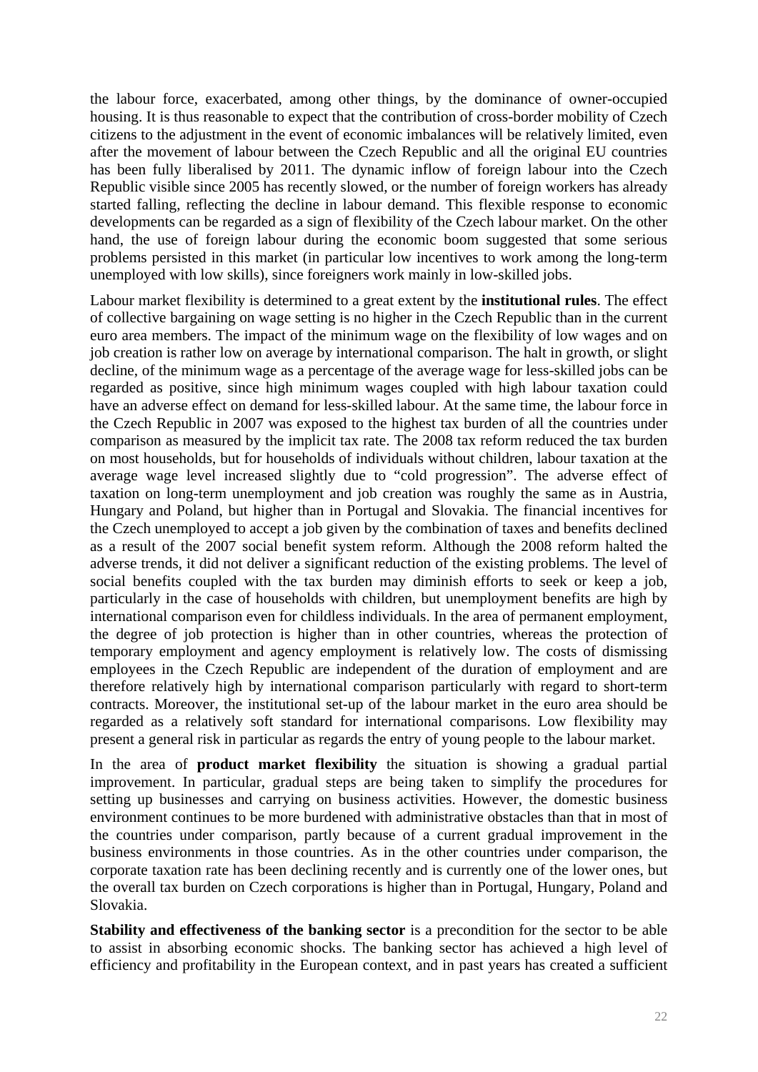the labour force, exacerbated, among other things, by the dominance of owner-occupied housing. It is thus reasonable to expect that the contribution of cross-border mobility of Czech citizens to the adjustment in the event of economic imbalances will be relatively limited, even after the movement of labour between the Czech Republic and all the original EU countries has been fully liberalised by 2011. The dynamic inflow of foreign labour into the Czech Republic visible since 2005 has recently slowed, or the number of foreign workers has already started falling, reflecting the decline in labour demand. This flexible response to economic developments can be regarded as a sign of flexibility of the Czech labour market. On the other hand, the use of foreign labour during the economic boom suggested that some serious problems persisted in this market (in particular low incentives to work among the long-term unemployed with low skills), since foreigners work mainly in low-skilled jobs.

Labour market flexibility is determined to a great extent by the **institutional rules**. The effect of collective bargaining on wage setting is no higher in the Czech Republic than in the current euro area members. The impact of the minimum wage on the flexibility of low wages and on job creation is rather low on average by international comparison. The halt in growth, or slight decline, of the minimum wage as a percentage of the average wage for less-skilled jobs can be regarded as positive, since high minimum wages coupled with high labour taxation could have an adverse effect on demand for less-skilled labour. At the same time, the labour force in the Czech Republic in 2007 was exposed to the highest tax burden of all the countries under comparison as measured by the implicit tax rate. The 2008 tax reform reduced the tax burden on most households, but for households of individuals without children, labour taxation at the average wage level increased slightly due to "cold progression". The adverse effect of taxation on long-term unemployment and job creation was roughly the same as in Austria, Hungary and Poland, but higher than in Portugal and Slovakia. The financial incentives for the Czech unemployed to accept a job given by the combination of taxes and benefits declined as a result of the 2007 social benefit system reform. Although the 2008 reform halted the adverse trends, it did not deliver a significant reduction of the existing problems. The level of social benefits coupled with the tax burden may diminish efforts to seek or keep a job, particularly in the case of households with children, but unemployment benefits are high by international comparison even for childless individuals. In the area of permanent employment, the degree of job protection is higher than in other countries, whereas the protection of temporary employment and agency employment is relatively low. The costs of dismissing employees in the Czech Republic are independent of the duration of employment and are therefore relatively high by international comparison particularly with regard to short-term contracts. Moreover, the institutional set-up of the labour market in the euro area should be regarded as a relatively soft standard for international comparisons. Low flexibility may present a general risk in particular as regards the entry of young people to the labour market.

In the area of **product market flexibility** the situation is showing a gradual partial improvement. In particular, gradual steps are being taken to simplify the procedures for setting up businesses and carrying on business activities. However, the domestic business environment continues to be more burdened with administrative obstacles than that in most of the countries under comparison, partly because of a current gradual improvement in the business environments in those countries. As in the other countries under comparison, the corporate taxation rate has been declining recently and is currently one of the lower ones, but the overall tax burden on Czech corporations is higher than in Portugal, Hungary, Poland and Slovakia.

**Stability and effectiveness of the banking sector** is a precondition for the sector to be able to assist in absorbing economic shocks. The banking sector has achieved a high level of efficiency and profitability in the European context, and in past years has created a sufficient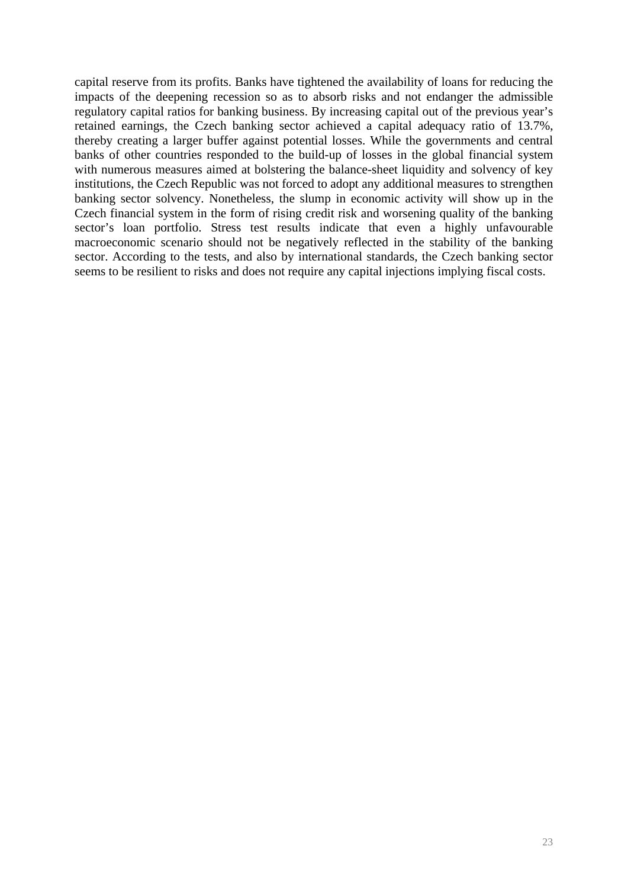capital reserve from its profits. Banks have tightened the availability of loans for reducing the impacts of the deepening recession so as to absorb risks and not endanger the admissible regulatory capital ratios for banking business. By increasing capital out of the previous year's retained earnings, the Czech banking sector achieved a capital adequacy ratio of 13.7%, thereby creating a larger buffer against potential losses. While the governments and central banks of other countries responded to the build-up of losses in the global financial system with numerous measures aimed at bolstering the balance-sheet liquidity and solvency of key institutions, the Czech Republic was not forced to adopt any additional measures to strengthen banking sector solvency. Nonetheless, the slump in economic activity will show up in the Czech financial system in the form of rising credit risk and worsening quality of the banking sector's loan portfolio. Stress test results indicate that even a highly unfavourable macroeconomic scenario should not be negatively reflected in the stability of the banking sector. According to the tests, and also by international standards, the Czech banking sector seems to be resilient to risks and does not require any capital injections implying fiscal costs.